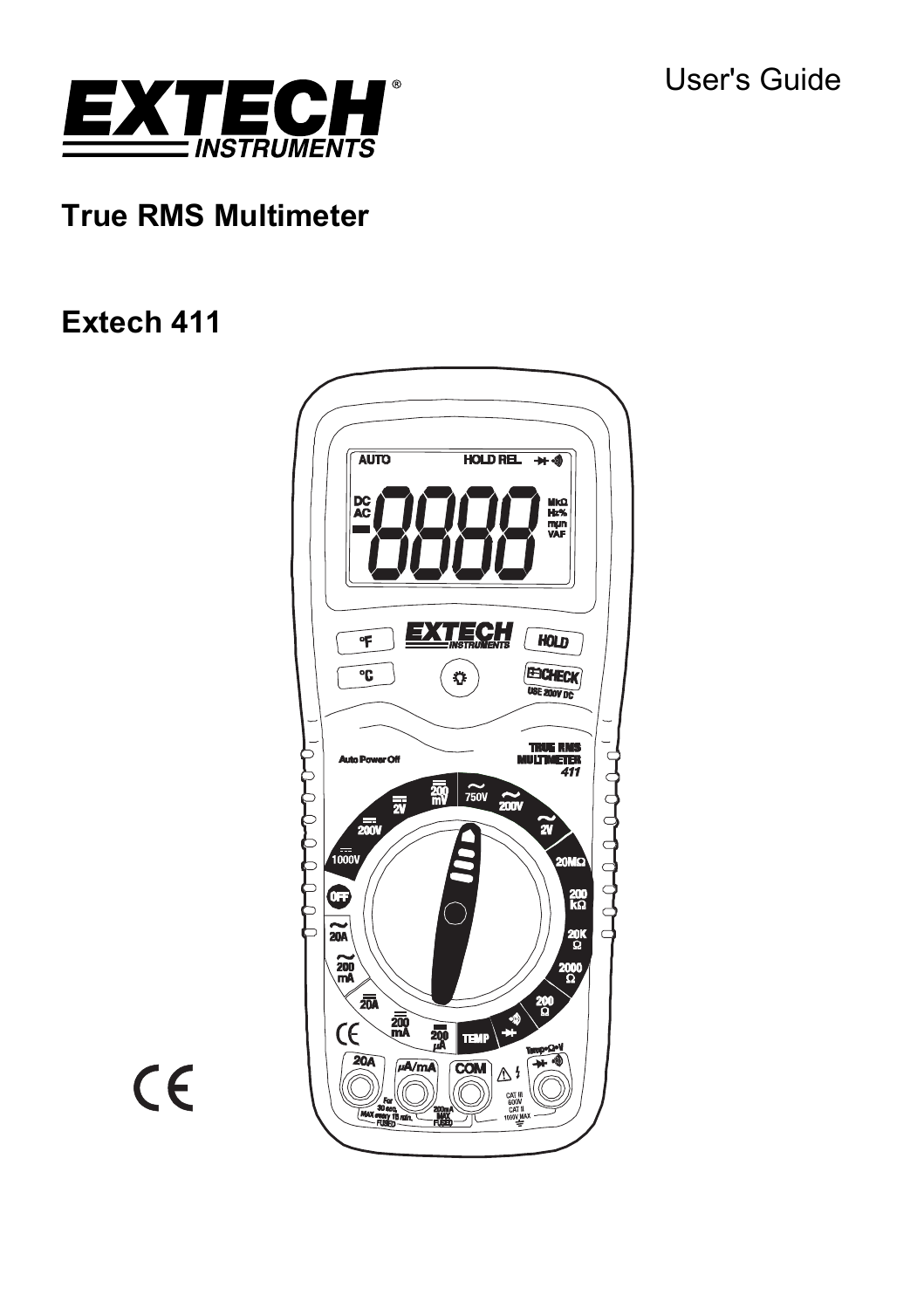User's Guide

# True RMS Multimeter

# Extech 411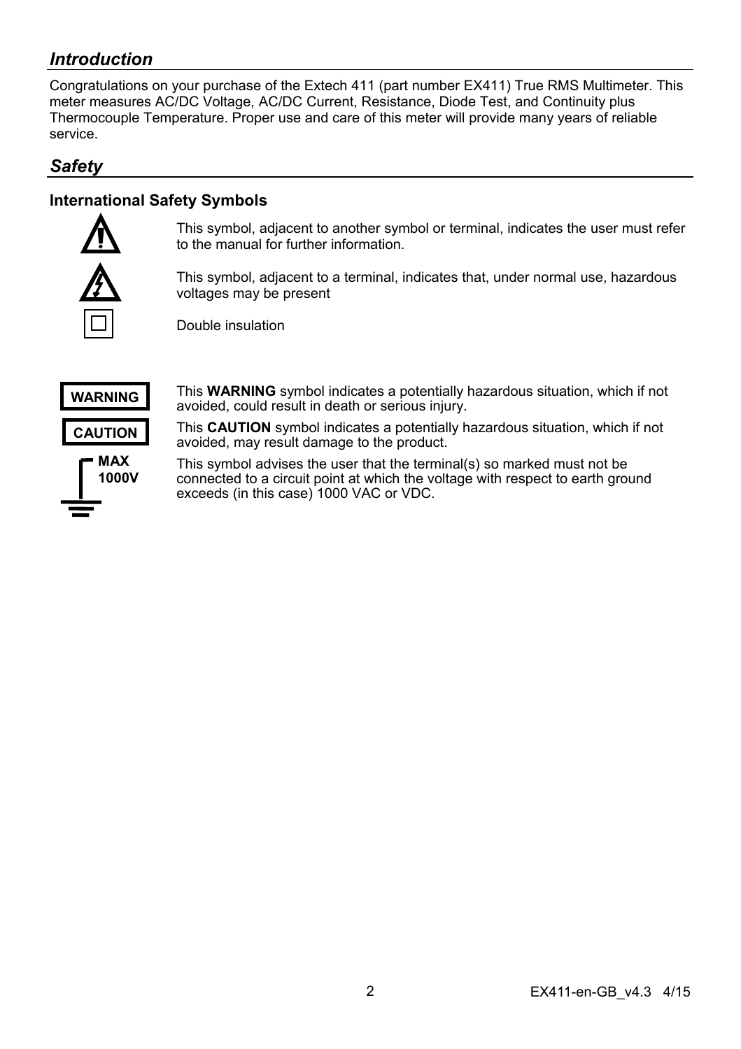## *Introduction*

Congratulations on your purchase of the Extech 411 (part number EX411) True RMS Multimeter. This meter measures AC/DC Voltage, AC/DC Current, Resistance, Diode Test, and Continuity plus Thermocouple Temperature. Proper use and care of this meter will provide many years of reliable service.

## *Safety*

### International Safety Symbols

This symbol, adjacent to another symbol or terminal, indicates the user must refer to the manual for further information.

This symbol, adjacent to a terminal, indicates that, under normal use, hazardous voltages may be present

Double insulation

**WARNING** This **WARNING** symbol indicates a potentially hazardous situation, which if not avoided, could result in death or serious injury.

**CAUTION** This **CAUTION** symbol indicates a potentially hazardous situation, which if not avoided, may result damage to the product.

**MAX 1000V** This symbol advises the user that the terminal(s) so marked must not be connected to a circuit point at which the voltage with respect to earth ground exceeds (in this case) 1000 VAC or VDC.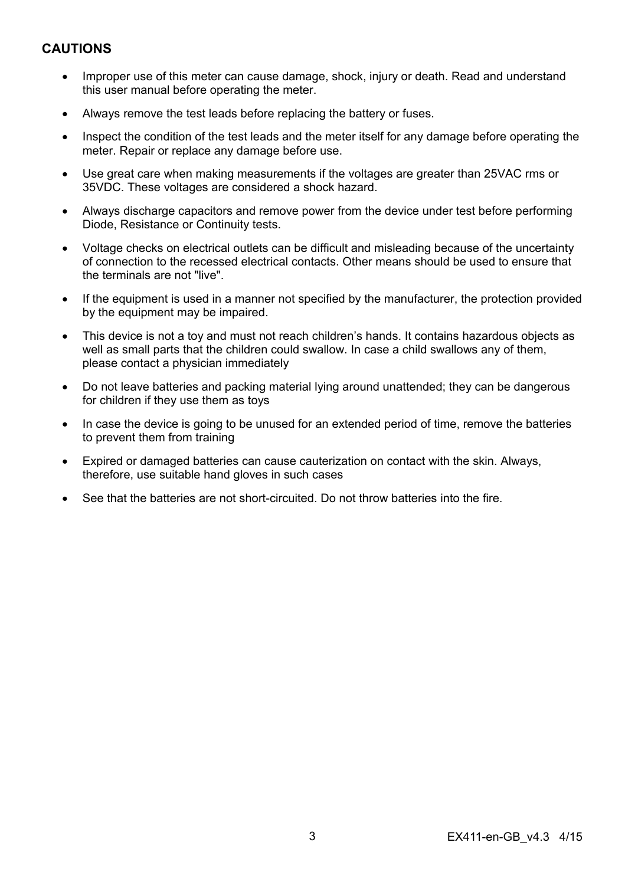## CAUTIONS

- Improper use of this meter can cause damage, shock, injury or death. Read and understand this user manual before operating the meter.
- Always remove the test leads before replacing the battery or fuses.
- Inspect the condition of the test leads and the meter itself for any damage before operating the meter. Repair or replace any damage before use.
- Use great care when making measurements if the voltages are greater than 25VAC rms or 35VDC. These voltages are considered a shock hazard.
- Always discharge capacitors and remove power from the device under test before performing Diode, Resistance or Continuity tests.
- Voltage checks on electrical outlets can be difficult and misleading because of the uncertainty of connection to the recessed electrical contacts. Other means should be used to ensure that the terminals are not "live".
- If the equipment is used in a manner not specified by the manufacturer, the protection provided by the equipment may be impaired.
- This device is not a toy and must not reach children's hands. It contains hazardous objects as well as small parts that the children could swallow. In case a child swallows any of them, please contact a physician immediately
- Do not leave batteries and packing material lying around unattended; they can be dangerous for children if they use them as toys
- In case the device is going to be unused for an extended period of time, remove the batteries to prevent them from training
- Expired or damaged batteries can cause cauterization on contact with the skin. Always, therefore, use suitable hand gloves in such cases
- See that the batteries are not short-circuited. Do not throw batteries into the fire.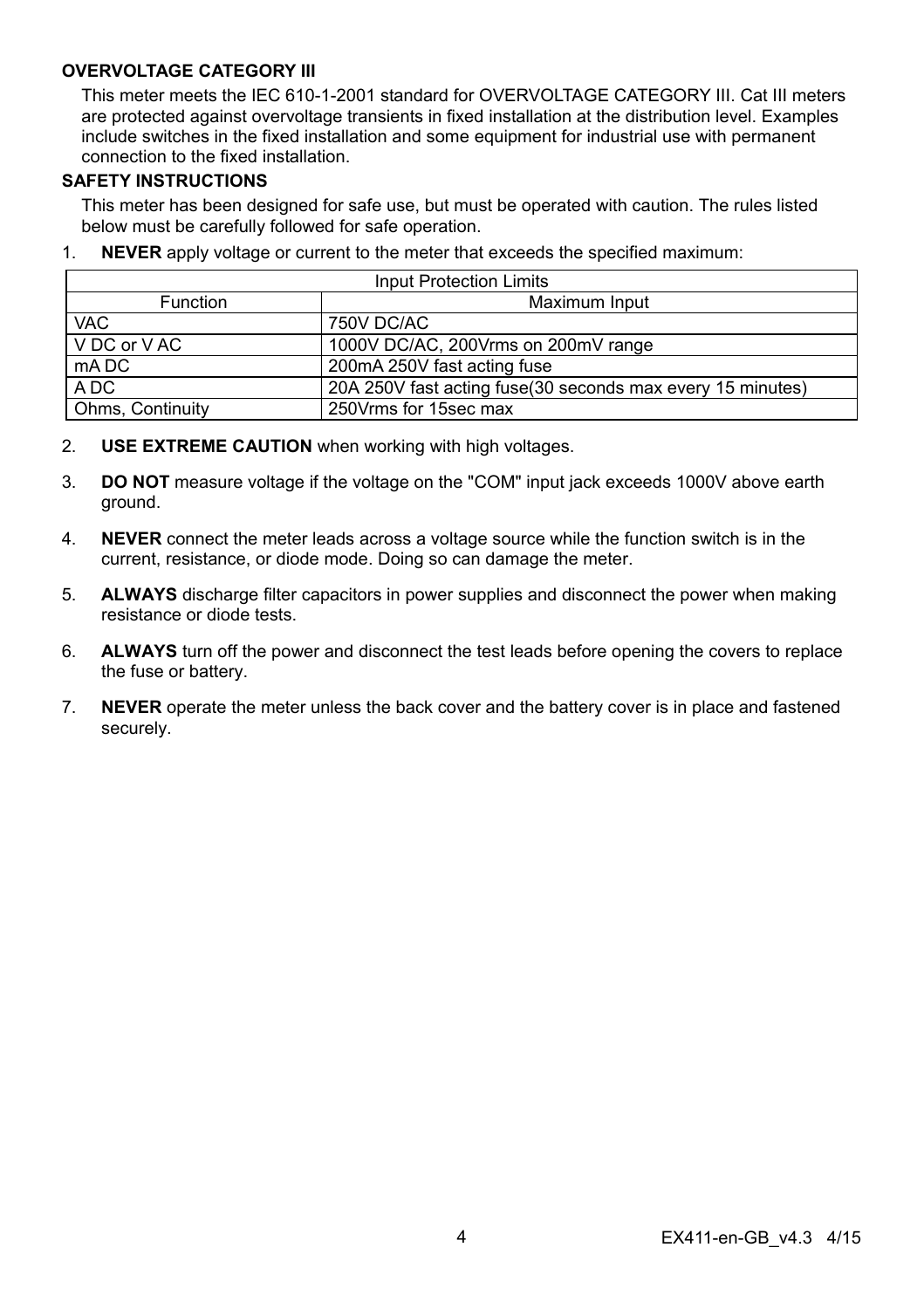### OVERVOLTAGE CATEGORY III

This meter meets the IEC 610-1-2001 standard for OVERVOLTAGE CATEGORY III. Cat III meters are protected against overvoltage transients in fixed installation at the distribution level. Examples include switches in the fixed installation and some equipment for industrial use with permanent connection to the fixed installation.

### SAFETY INSTRUCTIONS

This meter has been designed for safe use, but must be operated with caution. The rules listed below must be carefully followed for safe operation.

1. **NEVER** apply voltage or current to the meter that exceeds the specified maximum:

| Input Protection Limits | |
|---|---|
| Function | Maximum Input |
| VAC | 750V DC/AC |
| V DC or V AC | 1000V DC/AC, 200Vrms on 200mV range |
| mA DC | 200mA 250V fast acting fuse |
| A DC | 20A 250V fast acting fuse(30 seconds max every 15 minutes) |
| Ohms, Continuity | 250Vrms for 15sec max |

2. **USE EXTREME CAUTION** when working with high voltages.
3. **DO NOT** measure voltage if the voltage on the "COM" input jack exceeds 1000V above earth ground.
4. **NEVER** connect the meter leads across a voltage source while the function switch is in the current, resistance, or diode mode. Doing so can damage the meter.
5. **ALWAYS** discharge filter capacitors in power supplies and disconnect the power when making resistance or diode tests.
6. **ALWAYS** turn off the power and disconnect the test leads before opening the covers to replace the fuse or battery.
7. **NEVER** operate the meter unless the back cover and the battery cover is in place and fastened securely.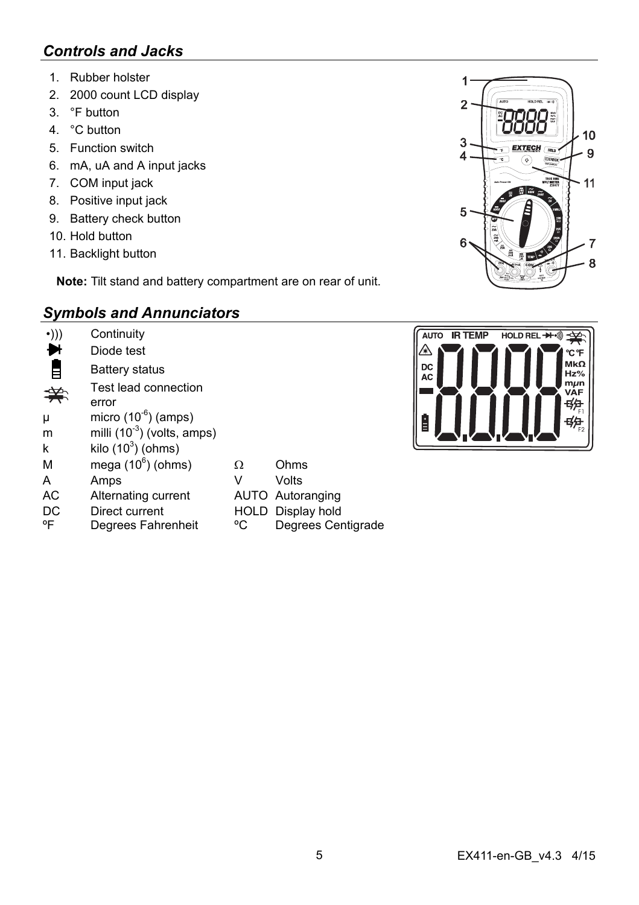## *Controls and Jacks*

1. Rubber holster
2. 2000 count LCD display
3. °F button
4. °C button
5. Function switch
6. mA, uA and A input jacks
7. COM input jack
8. Positive input jack
9. Battery check button
10. Hold button
11. Backlight button

**Note:** Tilt stand and battery compartment are on rear of unit.

## *Symbols and Annunciators*

| | | | |
|---|---|---|---|
| •))) | Continuity | | |
| ➔ | Diode test | | |
| | Battery status | | |
| | Test lead connection error | | |
| µ | micro ($10^{-6}$) (amps) | | |
| m | milli ($10^{-3}$) (volts, amps) | | |
| k | kilo ($10^{3}$) (ohms) | | |
| M | mega ($10^{6}$) (ohms) | Ω | Ohms |
| A | Amps | V | Volts |
| AC | Alternating current | AUTO | Autoranging |
| DC | Direct current | HOLD | Display hold |
| ºF | Degrees Fahrenheit | ºC | Degrees Centigrade |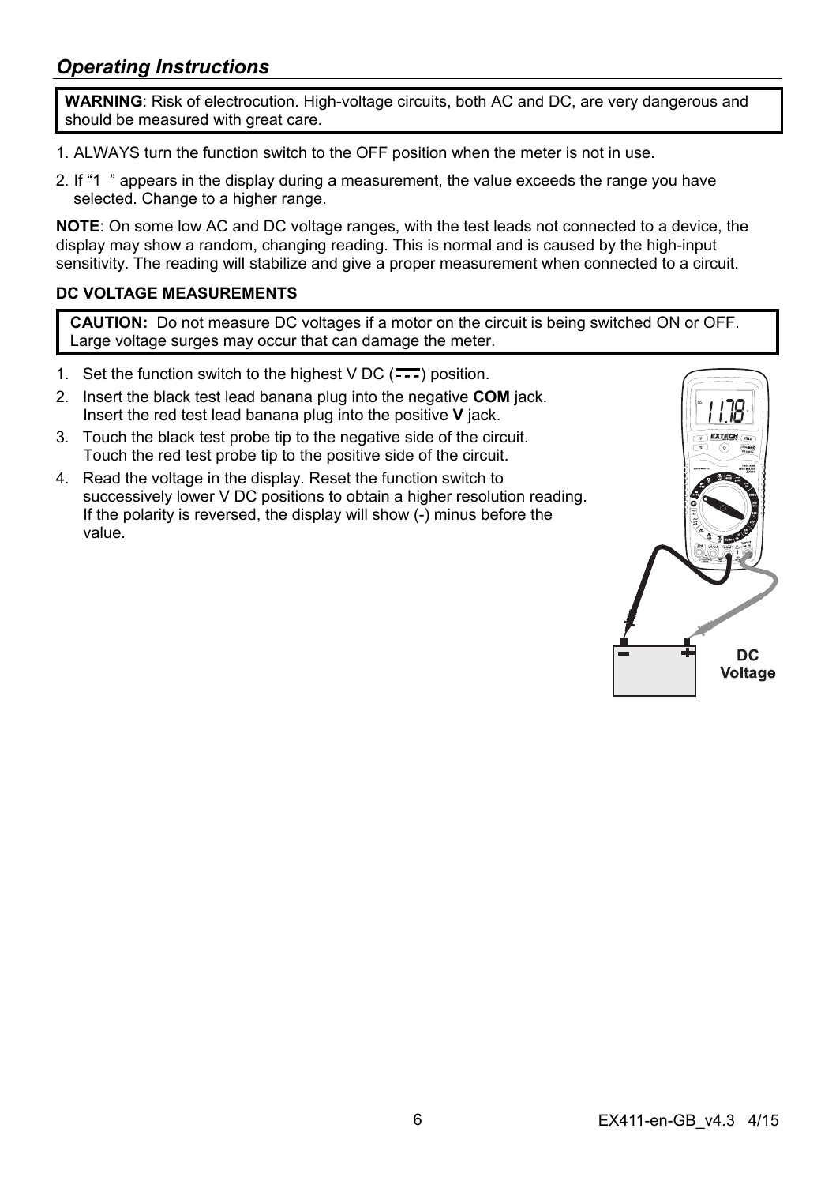## *Operating Instructions*

**WARNING**: Risk of electrocution. High-voltage circuits, both AC and DC, are very dangerous and should be measured with great care.

1. ALWAYS turn the function switch to the OFF position when the meter is not in use.
2. If "1  " appears in the display during a measurement, the value exceeds the range you have selected. Change to a higher range.

**NOTE**: On some low AC and DC voltage ranges, with the test leads not connected to a device, the display may show a random, changing reading. This is normal and is caused by the high-input sensitivity. The reading will stabilize and give a proper measurement when connected to a circuit.

### DC VOLTAGE MEASUREMENTS

**CAUTION:** Do not measure DC voltages if a motor on the circuit is being switched ON or OFF. Large voltage surges may occur that can damage the meter.

1. Set the function switch to the highest V DC (⎓) position.
2. Insert the black test lead banana plug into the negative **COM** jack. Insert the red test lead banana plug into the positive **V** jack.
3. Touch the black test probe tip to the negative side of the circuit. Touch the red test probe tip to the positive side of the circuit.
4. Read the voltage in the display. Reset the function switch to successively lower V DC positions to obtain a higher resolution reading. If the polarity is reversed, the display will show (-) minus before the value.

DC Voltage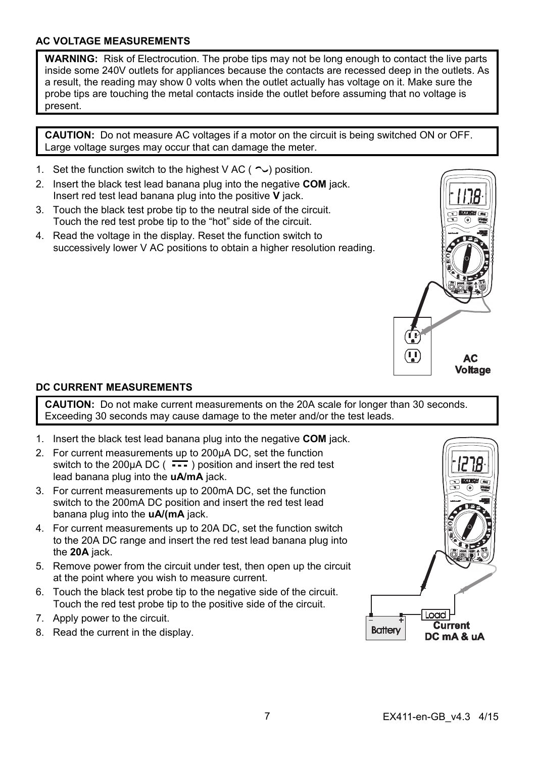### AC VOLTAGE MEASUREMENTS

**WARNING:** Risk of Electrocution. The probe tips may not be long enough to contact the live parts inside some 240V outlets for appliances because the contacts are recessed deep in the outlets. As a result, the reading may show 0 volts when the outlet actually has voltage on it. Make sure the probe tips are touching the metal contacts inside the outlet before assuming that no voltage is present.

**CAUTION:** Do not measure AC voltages if a motor on the circuit is being switched ON or OFF. Large voltage surges may occur that can damage the meter.

1. Set the function switch to the highest V AC ( ~ ) position.
2. Insert the black test lead banana plug into the negative **COM** jack. Insert red test lead banana plug into the positive **V** jack.
3. Touch the black test probe tip to the neutral side of the circuit. Touch the red test probe tip to the "hot" side of the circuit.
4. Read the voltage in the display. Reset the function switch to successively lower V AC positions to obtain a higher resolution reading.

AC Voltage

### DC CURRENT MEASUREMENTS

**CAUTION:** Do not make current measurements on the 20A scale for longer than 30 seconds. Exceeding 30 seconds may cause damage to the meter and/or the test leads.

1. Insert the black test lead banana plug into the negative **COM** jack.
2. For current measurements up to 200µA DC, set the function switch to the 200µA DC ( ⎓ ) position and insert the red test lead banana plug into the **uA/mA** jack.
3. For current measurements up to 200mA DC, set the function switch to the 200mA DC position and insert the red test lead banana plug into the **uA/(mA** jack.
4. For current measurements up to 20A DC, set the function switch to the 20A DC range and insert the red test lead banana plug into the **20A** jack.
5. Remove power from the circuit under test, then open up the circuit at the point where you wish to measure current.
6. Touch the black test probe tip to the negative side of the circuit. Touch the red test probe tip to the positive side of the circuit.
7. Apply power to the circuit.
8. Read the current in the display.

Current DC mA & uA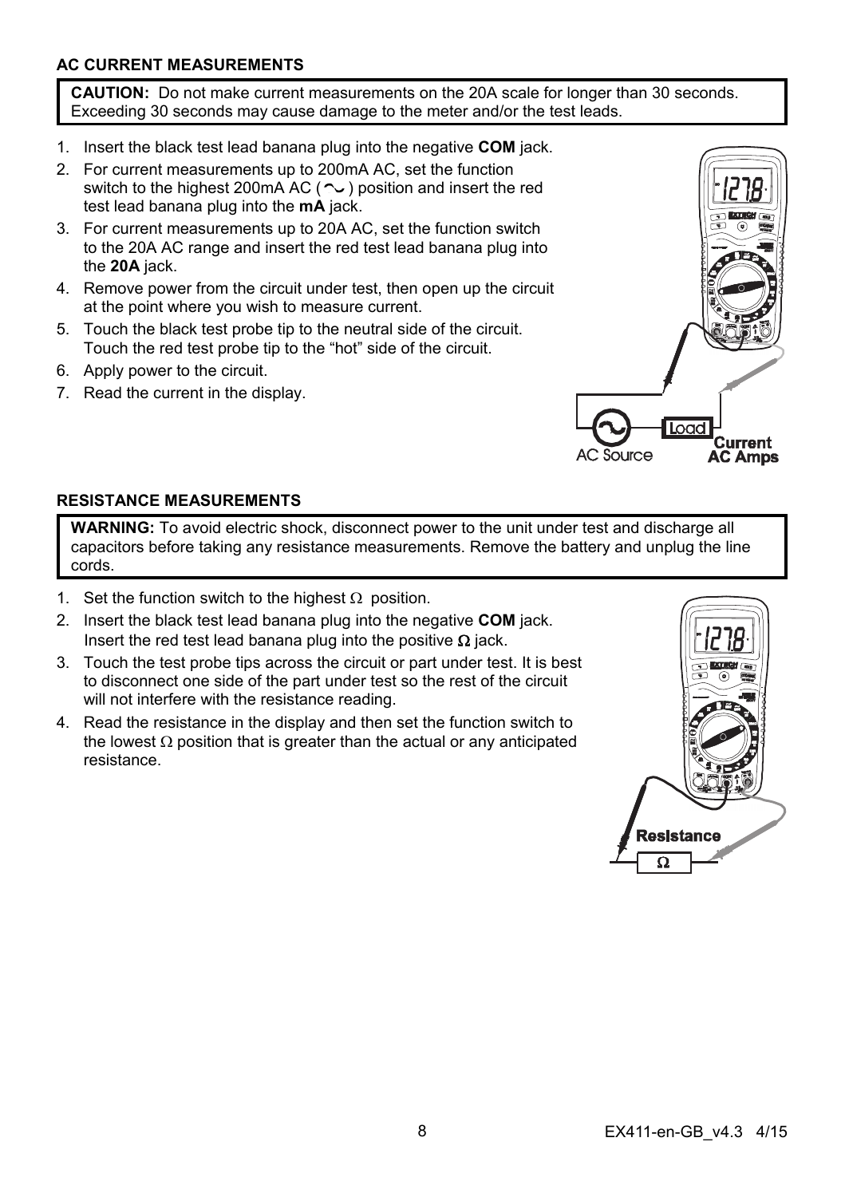### AC CURRENT MEASUREMENTS

**CAUTION:** Do not make current measurements on the 20A scale for longer than 30 seconds. Exceeding 30 seconds may cause damage to the meter and/or the test leads.

1. Insert the black test lead banana plug into the negative **COM** jack.
2. For current measurements up to 200mA AC, set the function switch to the highest 200mA AC ( ~ ) position and insert the red test lead banana plug into the **mA** jack.
3. For current measurements up to 20A AC, set the function switch to the 20A AC range and insert the red test lead banana plug into the **20A** jack.
4. Remove power from the circuit under test, then open up the circuit at the point where you wish to measure current.
5. Touch the black test probe tip to the neutral side of the circuit. Touch the red test probe tip to the "hot" side of the circuit.
6. Apply power to the circuit.
7. Read the current in the display.

### RESISTANCE MEASUREMENTS

**WARNING:** To avoid electric shock, disconnect power to the unit under test and discharge all capacitors before taking any resistance measurements. Remove the battery and unplug the line cords.

1. Set the function switch to the highest Ω position.
2. Insert the black test lead banana plug into the negative **COM** jack. Insert the red test lead banana plug into the positive **Ω** jack.
3. Touch the test probe tips across the circuit or part under test. It is best to disconnect one side of the part under test so the rest of the circuit will not interfere with the resistance reading.
4. Read the resistance in the display and then set the function switch to the lowest Ω position that is greater than the actual or any anticipated resistance.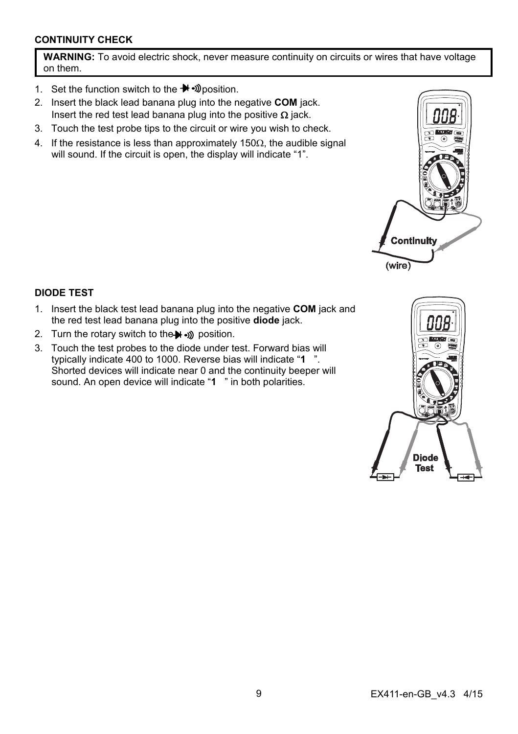### CONTINUITY CHECK

**WARNING:** To avoid electric shock, never measure continuity on circuits or wires that have voltage on them.

1. Set the function switch to the ⯈|•))) position.
2. Insert the black lead banana plug into the negative **COM** jack. Insert the red test lead banana plug into the positive Ω jack.
3. Touch the test probe tips to the circuit or wire you wish to check.
4. If the resistance is less than approximately 150Ω, the audible signal will sound. If the circuit is open, the display will indicate "1".

### DIODE TEST

1. Insert the black test lead banana plug into the negative **COM** jack and the red test lead banana plug into the positive **diode** jack.
2. Turn the rotary switch to the ⯈|•))) position.
3. Touch the test probes to the diode under test. Forward bias will typically indicate 400 to 1000. Reverse bias will indicate "**1** ". Shorted devices will indicate near 0 and the continuity beeper will sound. An open device will indicate "**1** " in both polarities.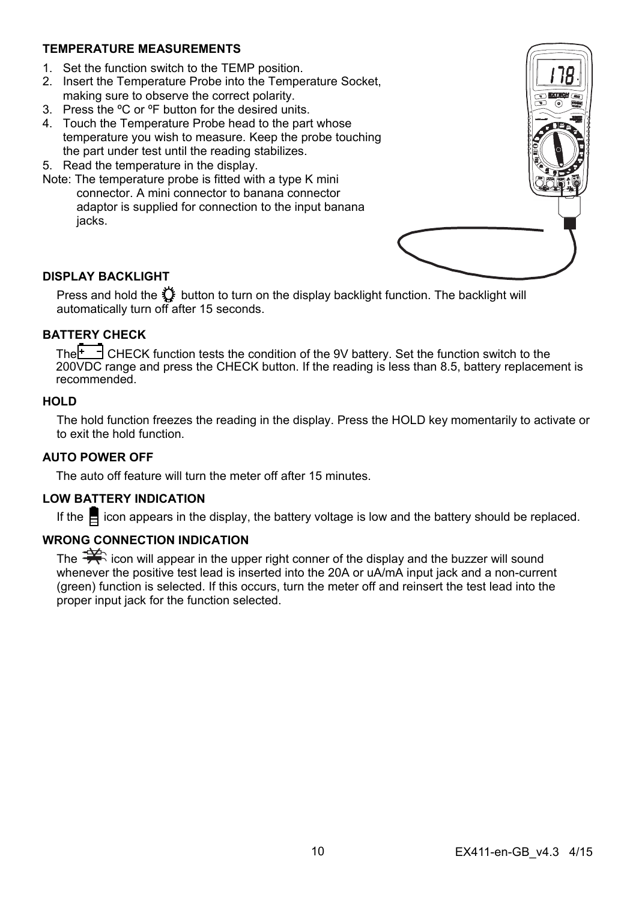### TEMPERATURE MEASUREMENTS

1. Set the function switch to the TEMP position.
2. Insert the Temperature Probe into the Temperature Socket, making sure to observe the correct polarity.
3. Press the ºC or ºF button for the desired units.
4. Touch the Temperature Probe head to the part whose temperature you wish to measure. Keep the probe touching the part under test until the reading stabilizes.
5. Read the temperature in the display.

Note: The temperature probe is fitted with a type K mini connector. A mini connector to banana connector adaptor is supplied for connection to the input banana jacks.

### DISPLAY BACKLIGHT

Press and hold the button to turn on the display backlight function. The backlight will automatically turn off after 15 seconds.

### BATTERY CHECK

The CHECK function tests the condition of the 9V battery. Set the function switch to the 200VDC range and press the CHECK button. If the reading is less than 8.5, battery replacement is recommended.

### HOLD

The hold function freezes the reading in the display. Press the HOLD key momentarily to activate or to exit the hold function.

### AUTO POWER OFF

The auto off feature will turn the meter off after 15 minutes.

### LOW BATTERY INDICATION

If the icon appears in the display, the battery voltage is low and the battery should be replaced.

### WRONG CONNECTION INDICATION

The icon will appear in the upper right conner of the display and the buzzer will sound whenever the positive test lead is inserted into the 20A or uA/mA input jack and a non-current (green) function is selected. If this occurs, turn the meter off and reinsert the test lead into the proper input jack for the function selected.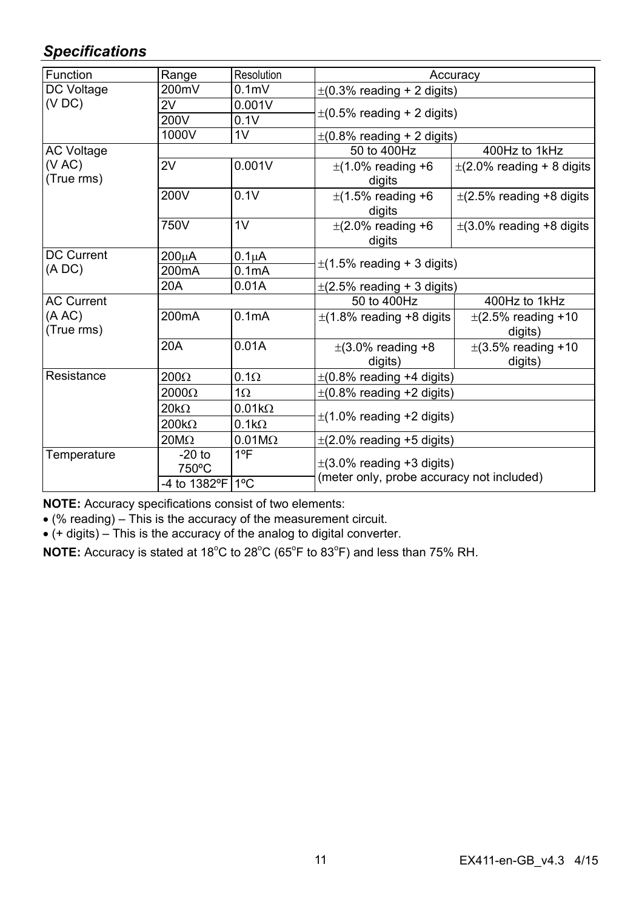## *Specifications*

| Function | Range | Resolution | Accuracy | |
|---|---|---|---|---|
| DC Voltage (V DC) | 200mV | 0.1mV | ±(0.3% reading + 2 digits) | |
| | 2V | 0.001V | ±(0.5% reading + 2 digits) | |
| | 200V | 0.1V | | |
| | 1000V | 1V | ±(0.8% reading + 2 digits) | |
| AC Voltage (V AC) (True rms) | | | 50 to 400Hz | 400Hz to 1kHz |
| | 2V | 0.001V | ±(1.0% reading +6 digits | ±(2.0% reading + 8 digits |
| | 200V | 0.1V | ±(1.5% reading +6 digits | ±(2.5% reading +8 digits |
| | 750V | 1V | ±(2.0% reading +6 digits | ±(3.0% reading +8 digits |
| DC Current (A DC) | 200µA | 0.1µA | ±(1.5% reading + 3 digits) | |
| | 200mA | 0.1mA | | |
| | 20A | 0.01A | ±(2.5% reading + 3 digits) | |
| AC Current (A AC) (True rms) | | | 50 to 400Hz | 400Hz to 1kHz |
| | 200mA | 0.1mA | ±(1.8% reading +8 digits | ±(2.5% reading +10 digits) |
| | 20A | 0.01A | ±(3.0% reading +8 digits) | ±(3.5% reading +10 digits) |
| Resistance | 200Ω | 0.1Ω | ±(0.8% reading +4 digits) | |
| | 2000Ω | 1Ω | ±(0.8% reading +2 digits) | |
| | 20kΩ | 0.01kΩ | ±(1.0% reading +2 digits) | |
| | 200kΩ | 0.1kΩ | | |
| | 20MΩ | 0.01MΩ | ±(2.0% reading +5 digits) | |
| Temperature | -20 to 750ºC | 1ºF | ±(3.0% reading +3 digits) (meter only, probe accuracy not included) | |
| | -4 to 1382ºF | 1ºC | | |

**NOTE:** Accuracy specifications consist of two elements:

- (% reading) – This is the accuracy of the measurement circuit.
- (+ digits) – This is the accuracy of the analog to digital converter.

**NOTE:** Accuracy is stated at 18°C to 28°C (65°F to 83°F) and less than 75% RH.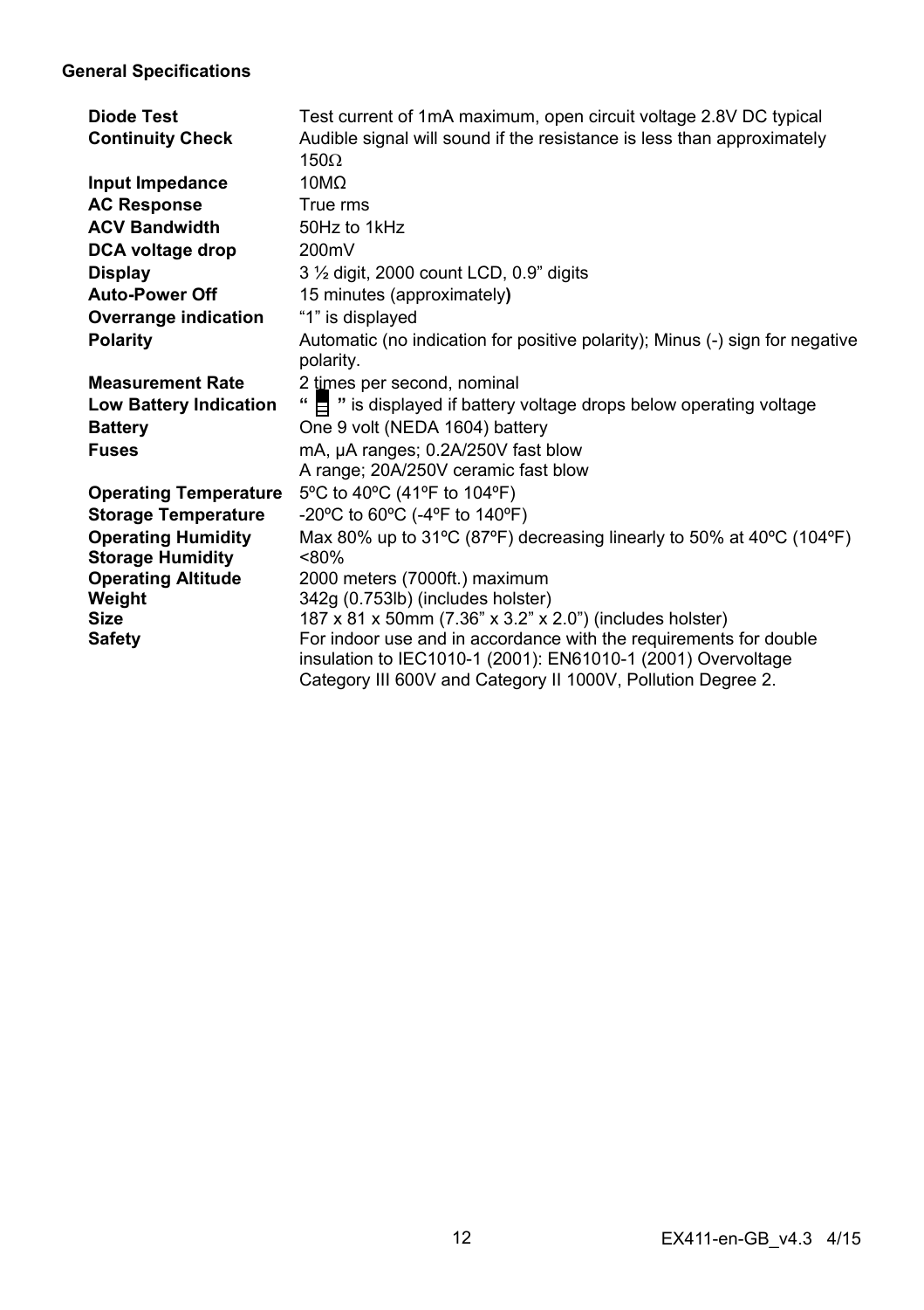### General Specifications

| | |
|---|---|
| **Diode Test** | Test current of 1mA maximum, open circuit voltage 2.8V DC typical |
| **Continuity Check** | Audible signal will sound if the resistance is less than approximately 150Ω |
| **Input Impedance** | 10MΩ |
| **AC Response** | True rms |
| **ACV Bandwidth** | 50Hz to 1kHz |
| **DCA voltage drop** | 200mV |
| **Display** | 3 ½ digit, 2000 count LCD, 0.9" digits |
| **Auto-Power Off** | 15 minutes (approximately**)** |
| **Overrange indication** | "1" is displayed |
| **Polarity** | Automatic (no indication for positive polarity); Minus (-) sign for negative polarity. |
| **Measurement Rate** | 2 times per second, nominal |
| **Low Battery Indication** | " ▯ " is displayed if battery voltage drops below operating voltage |
| **Battery** | One 9 volt (NEDA 1604) battery |
| **Fuses** | mA, µA ranges; 0.2A/250V fast blow<br>A range; 20A/250V ceramic fast blow |
| **Operating Temperature** | 5ºC to 40ºC (41ºF to 104ºF) |
| **Storage Temperature** | -20ºC to 60ºC (-4ºF to 140ºF) |
| **Operating Humidity** | Max 80% up to 31ºC (87ºF) decreasing linearly to 50% at 40ºC (104ºF) |
| **Storage Humidity** | <80% |
| **Operating Altitude** | 2000 meters (7000ft.) maximum |
| **Weight** | 342g (0.753lb) (includes holster) |
| **Size** | 187 x 81 x 50mm (7.36" x 3.2" x 2.0") (includes holster) |
| **Safety** | For indoor use and in accordance with the requirements for double insulation to IEC1010-1 (2001): EN61010-1 (2001) Overvoltage Category III 600V and Category II 1000V, Pollution Degree 2. |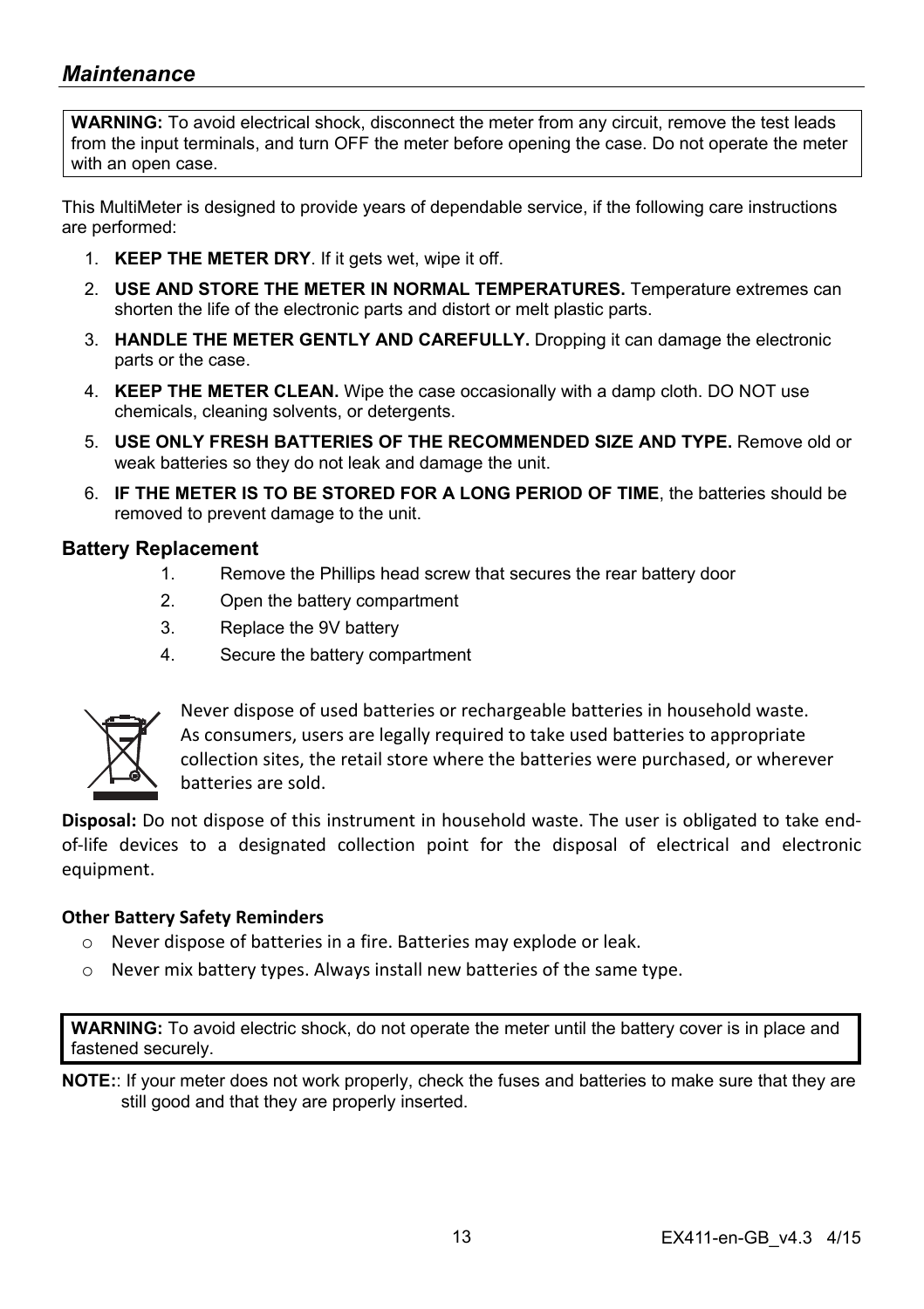## *Maintenance*

**WARNING:** To avoid electrical shock, disconnect the meter from any circuit, remove the test leads from the input terminals, and turn OFF the meter before opening the case. Do not operate the meter with an open case.

This MultiMeter is designed to provide years of dependable service, if the following care instructions are performed:

1. **KEEP THE METER DRY**. If it gets wet, wipe it off.
2. **USE AND STORE THE METER IN NORMAL TEMPERATURES.** Temperature extremes can shorten the life of the electronic parts and distort or melt plastic parts.
3. **HANDLE THE METER GENTLY AND CAREFULLY.** Dropping it can damage the electronic parts or the case.
4. **KEEP THE METER CLEAN.** Wipe the case occasionally with a damp cloth. DO NOT use chemicals, cleaning solvents, or detergents.
5. **USE ONLY FRESH BATTERIES OF THE RECOMMENDED SIZE AND TYPE.** Remove old or weak batteries so they do not leak and damage the unit.
6. **IF THE METER IS TO BE STORED FOR A LONG PERIOD OF TIME**, the batteries should be removed to prevent damage to the unit.

### Battery Replacement

1. Remove the Phillips head screw that secures the rear battery door
2. Open the battery compartment
3. Replace the 9V battery
4. Secure the battery compartment

Never dispose of used batteries or rechargeable batteries in household waste. As consumers, users are legally required to take used batteries to appropriate collection sites, the retail store where the batteries were purchased, or wherever batteries are sold.

**Disposal:** Do not dispose of this instrument in household waste. The user is obligated to take end-of-life devices to a designated collection point for the disposal of electrical and electronic equipment.

**Other Battery Safety Reminders**

- Never dispose of batteries in a fire. Batteries may explode or leak.
- Never mix battery types. Always install new batteries of the same type.

**WARNING:** To avoid electric shock, do not operate the meter until the battery cover is in place and fastened securely.

**NOTE:**: If your meter does not work properly, check the fuses and batteries to make sure that they are still good and that they are properly inserted.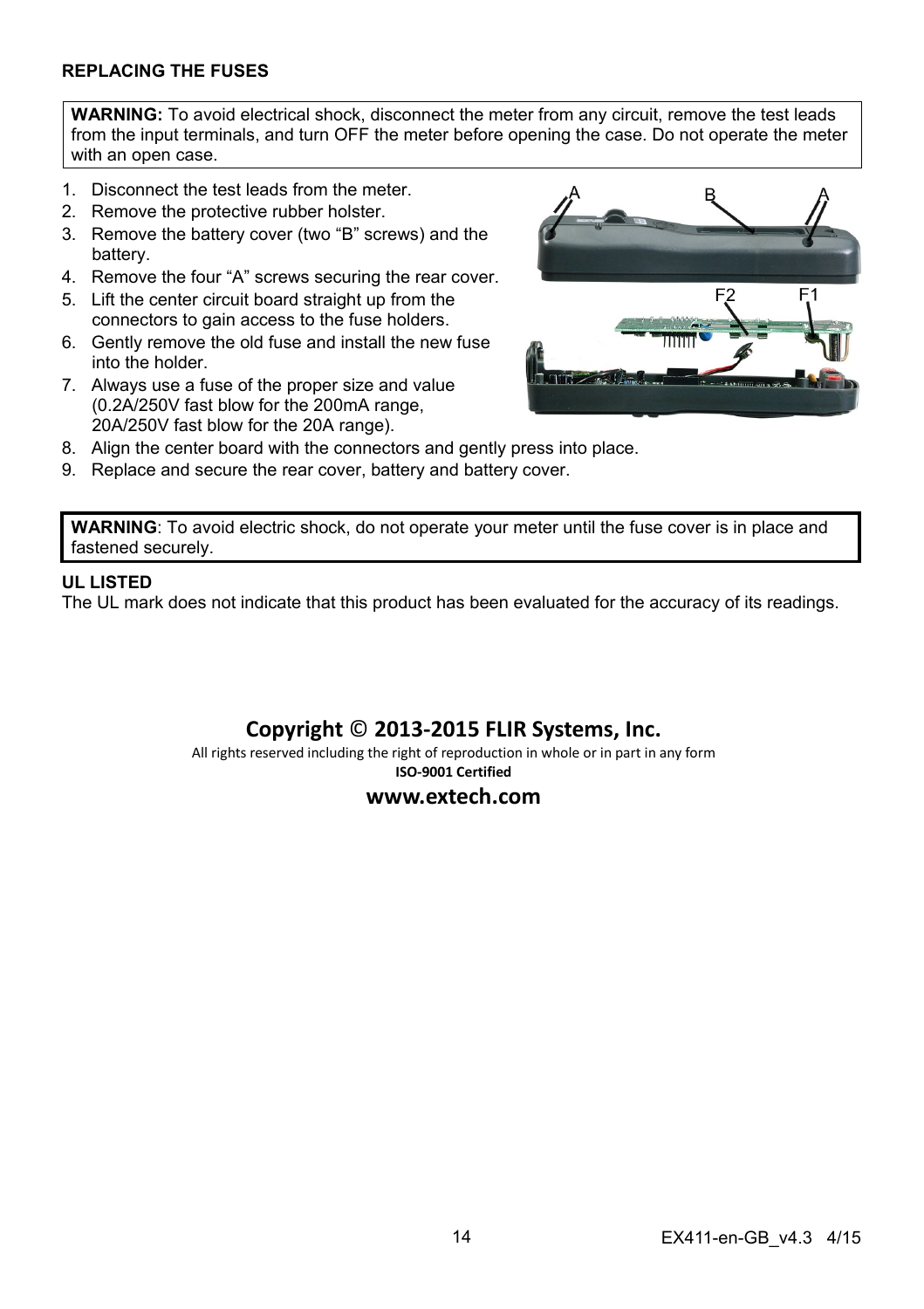### REPLACING THE FUSES

**WARNING:** To avoid electrical shock, disconnect the meter from any circuit, remove the test leads from the input terminals, and turn OFF the meter before opening the case. Do not operate the meter with an open case.

1. Disconnect the test leads from the meter.
2. Remove the protective rubber holster.
3. Remove the battery cover (two "B" screws) and the battery.
4. Remove the four "A" screws securing the rear cover.
5. Lift the center circuit board straight up from the connectors to gain access to the fuse holders.
6. Gently remove the old fuse and install the new fuse into the holder.
7. Always use a fuse of the proper size and value (0.2A/250V fast blow for the 200mA range, 20A/250V fast blow for the 20A range).
8. Align the center board with the connectors and gently press into place.
9. Replace and secure the rear cover, battery and battery cover.

A
B
A
F2
F1

**WARNING**: To avoid electric shock, do not operate your meter until the fuse cover is in place and fastened securely.

**UL LISTED**

The UL mark does not indicate that this product has been evaluated for the accuracy of its readings.

**Copyright © 2013-2015 FLIR Systems, Inc.**

All rights reserved including the right of reproduction in whole or in part in any form

**ISO-9001 Certified**

**www.extech.com**